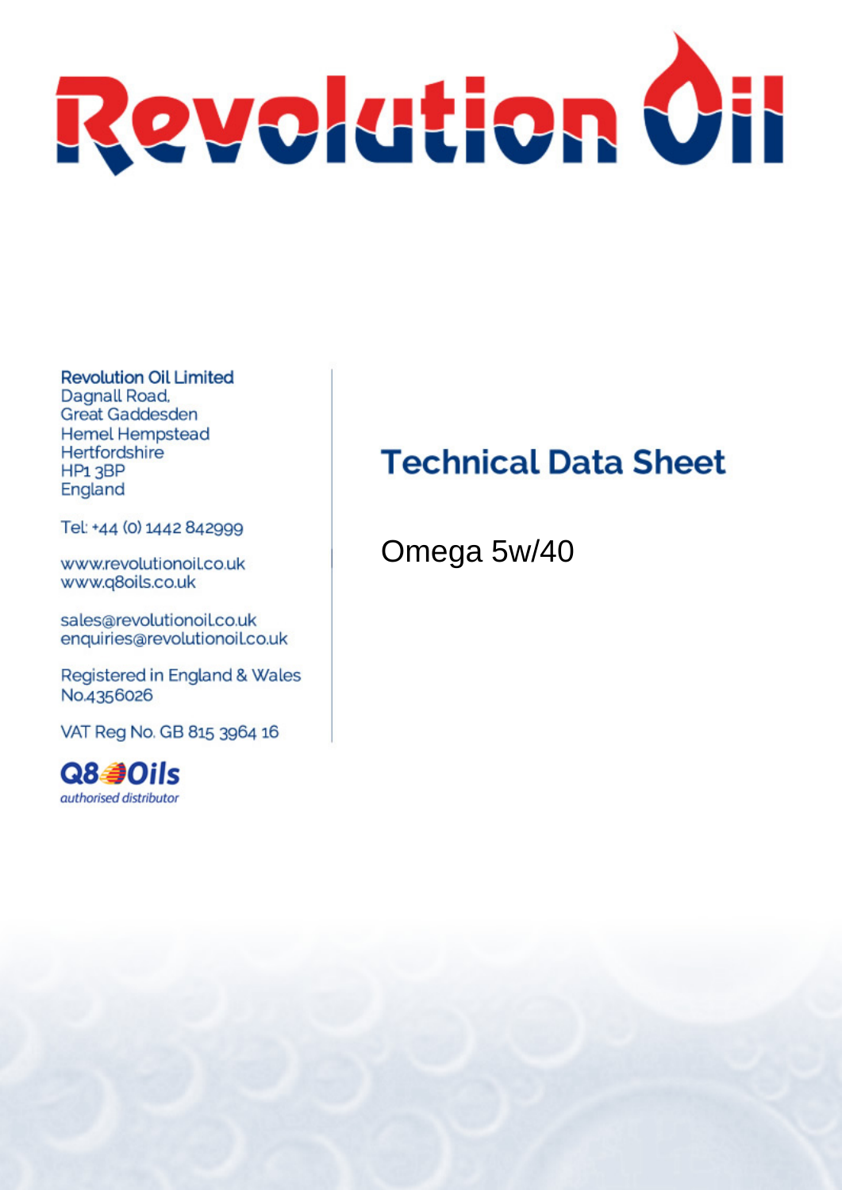# Revolution Oil

**Revolution Oil Limited**
Dagnall Road,
Great Gaddesden
Hemel Hempstead
Hertfordshire
HP1 3BP
England

Tel: +44 (0) 1442 842999

www.revolutionoil.co.uk
www.q8oils.co.uk

sales@revolutionoil.co.uk
enquiries@revolutionoil.co.uk

Registered in England & Wales
No.4356026

VAT Reg No. GB 815 3964 16

Q8Oils
*authorised distributor*

## Technical Data Sheet

Omega 5w/40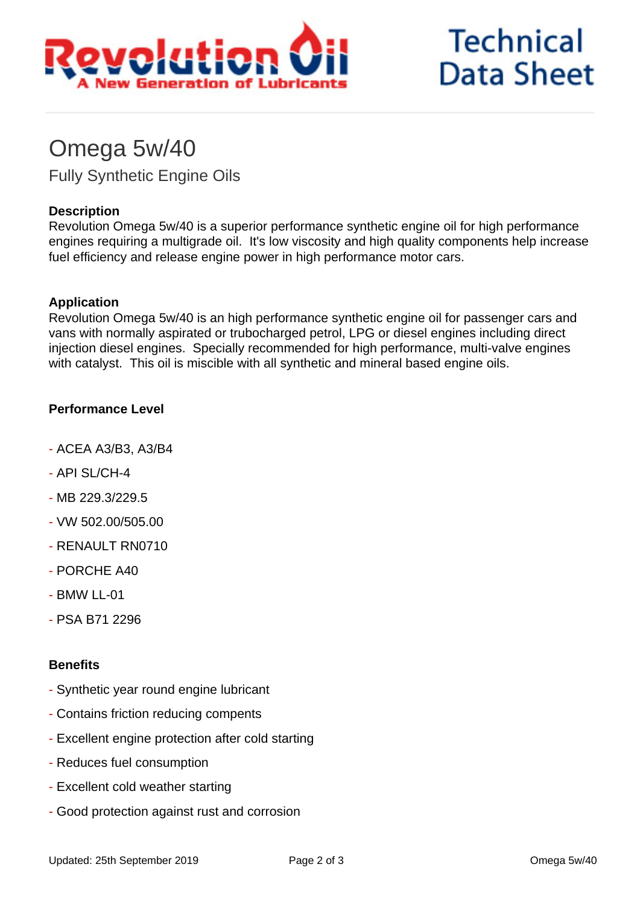# Omega 5w/40

## Fully Synthetic Engine Oils

**Description**

Revolution Omega 5w/40 is a superior performance synthetic engine oil for high performance engines requiring a multigrade oil. It's low viscosity and high quality components help increase fuel efficiency and release engine power in high performance motor cars.

**Application**

Revolution Omega 5w/40 is an high performance synthetic engine oil for passenger cars and vans with normally aspirated or trubocharged petrol, LPG or diesel engines including direct injection diesel engines. Specially recommended for high performance, multi-valve engines with catalyst. This oil is miscible with all synthetic and mineral based engine oils.

**Performance Level**

- ACEA A3/B3, A3/B4
- API SL/CH-4
- MB 229.3/229.5
- VW 502.00/505.00
- RENAULT RN0710
- PORCHE A40
- BMW LL-01
- PSA B71 2296

**Benefits**

- Synthetic year round engine lubricant
- Contains friction reducing compents
- Excellent engine protection after cold starting
- Reduces fuel consumption
- Excellent cold weather starting
- Good protection against rust and corrosion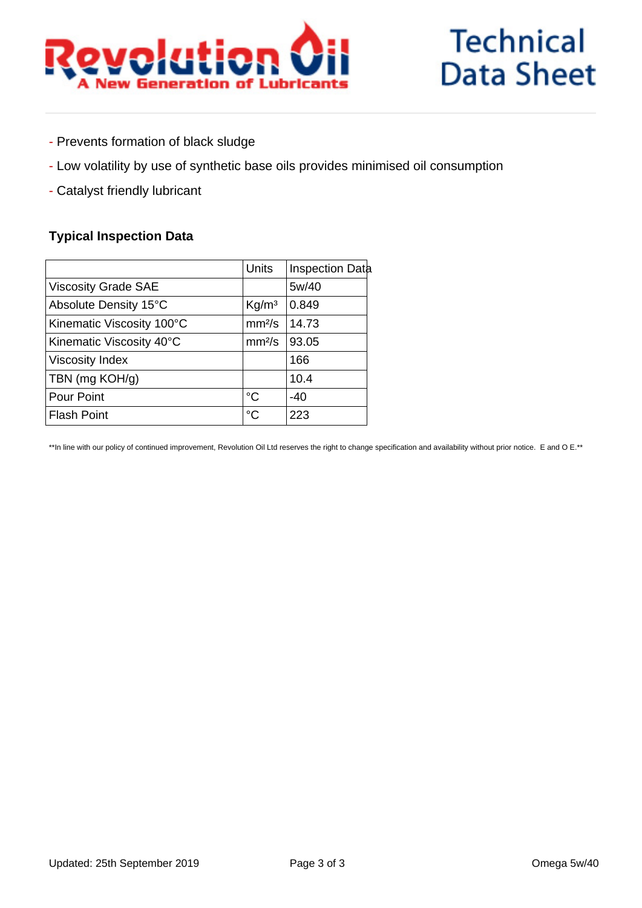- Prevents formation of black sludge
- Low volatility by use of synthetic base oils provides minimised oil consumption
- Catalyst friendly lubricant

### Typical Inspection Data

| | Units | Inspection Data |
|---|---|---|
| Viscosity Grade SAE | | 5w/40 |
| Absolute Density 15°C | $Kg/m^3$ | 0.849 |
| Kinematic Viscosity 100°C | $mm^2/s$ | 14.73 |
| Kinematic Viscosity 40°C | $mm^2/s$ | 93.05 |
| Viscosity Index | | 166 |
| TBN (mg KOH/g) | | 10.4 |
| Pour Point | °C | -40 |
| Flash Point | °C | 223 |

**In line with our policy of continued improvement, Revolution Oil Ltd reserves the right to change specification and availability without prior notice. E and O E.**